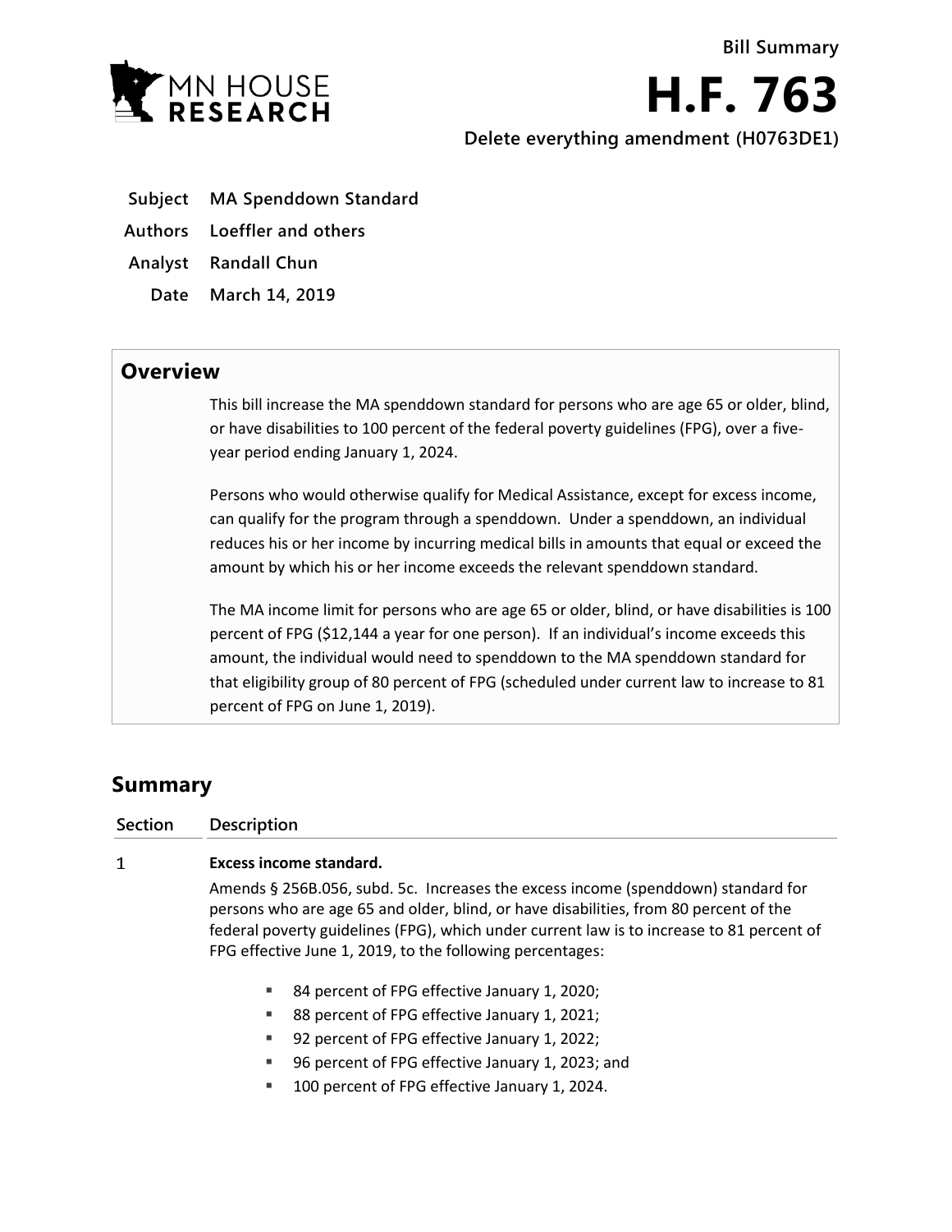MN HOUSE RESEARCH

**Bill Summary**

# H.F. 763

**Delete everything amendment (H0763DE1)**

| | |
|---|---|
| **Subject** | **MA Spenddown Standard** |
| **Authors** | **Loeffler and others** |
| **Analyst** | **Randall Chun** |
| **Date** | **March 14, 2019** |

## Overview

This bill increase the MA spenddown standard for persons who are age 65 or older, blind, or have disabilities to 100 percent of the federal poverty guidelines (FPG), over a five-year period ending January 1, 2024.

Persons who would otherwise qualify for Medical Assistance, except for excess income, can qualify for the program through a spenddown. Under a spenddown, an individual reduces his or her income by incurring medical bills in amounts that equal or exceed the amount by which his or her income exceeds the relevant spenddown standard.

The MA income limit for persons who are age 65 or older, blind, or have disabilities is 100 percent of FPG ($12,144 a year for one person). If an individual's income exceeds this amount, the individual would need to spenddown to the MA spenddown standard for that eligibility group of 80 percent of FPG (scheduled under current law to increase to 81 percent of FPG on June 1, 2019).

## Summary

| Section | Description |
|---|---|
| 1 | **Excess income standard.**<br>Amends § 256B.056, subd. 5c. Increases the excess income (spenddown) standard for persons who are age 65 and older, blind, or have disabilities, from 80 percent of the federal poverty guidelines (FPG), which under current law is to increase to 81 percent of FPG effective June 1, 2019, to the following percentages:<br>▪ 84 percent of FPG effective January 1, 2020;<br>▪ 88 percent of FPG effective January 1, 2021;<br>▪ 92 percent of FPG effective January 1, 2022;<br>▪ 96 percent of FPG effective January 1, 2023; and<br>▪ 100 percent of FPG effective January 1, 2024. |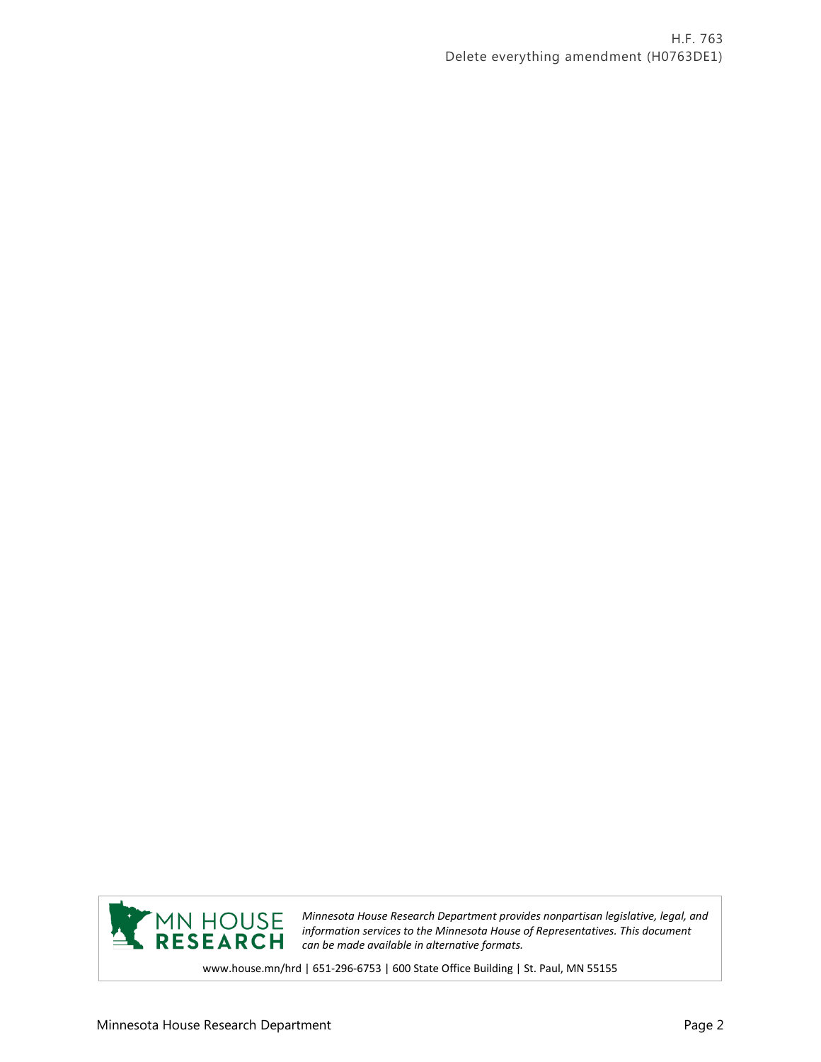Minnesota House Research Department provides nonpartisan legislative, legal, and information services to the Minnesota House of Representatives. This document can be made available in alternative formats.

www.house.mn/hrd | 651-296-6753 | 600 State Office Building | St. Paul, MN 55155